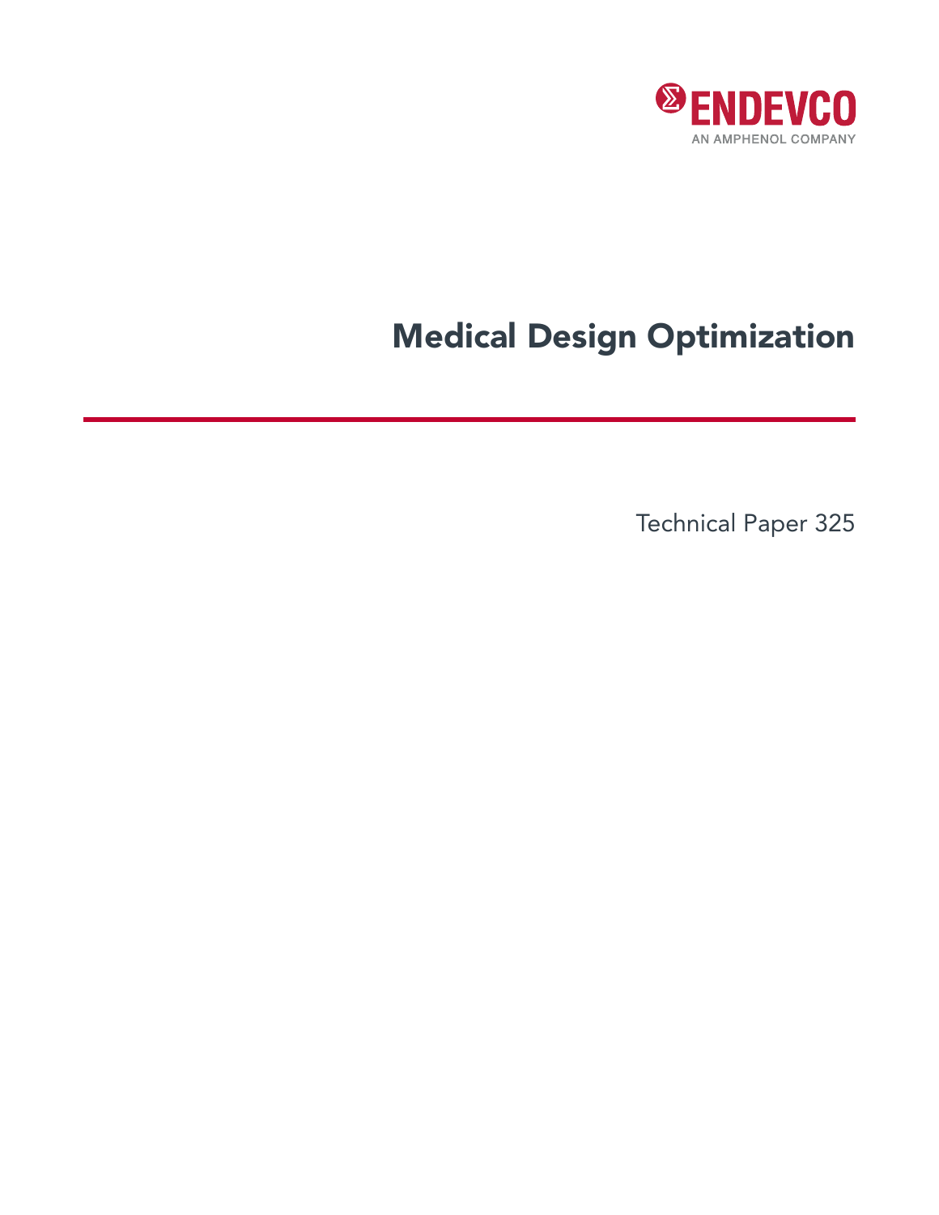ENDEVCO

AN AMPHENOL COMPANY

# Medical Design Optimization

Technical Paper 325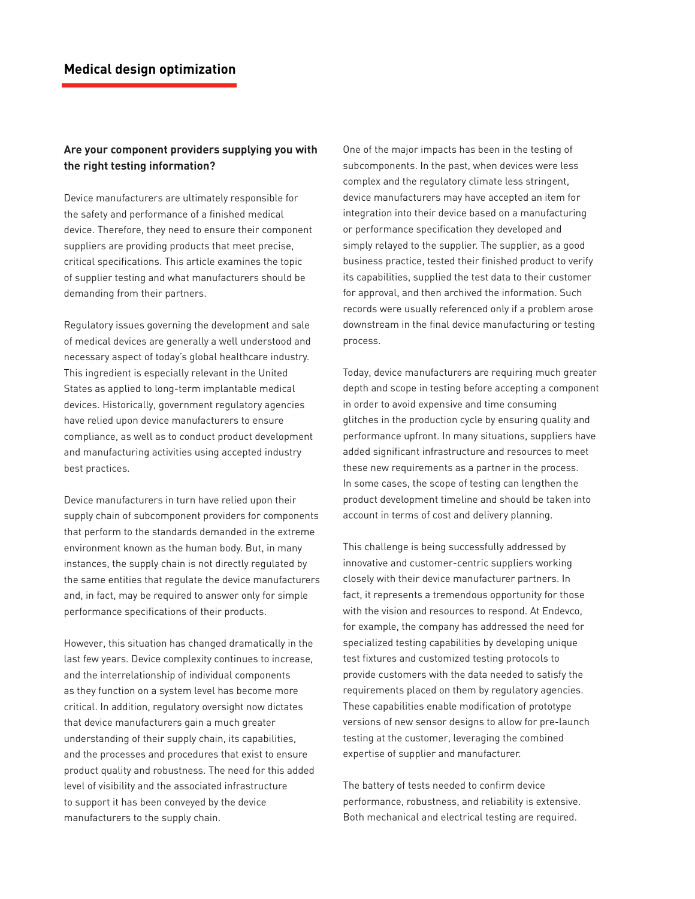## Medical design optimization

**Are your component providers supplying you with the right testing information?**

Device manufacturers are ultimately responsible for the safety and performance of a finished medical device. Therefore, they need to ensure their component suppliers are providing products that meet precise, critical specifications. This article examines the topic of supplier testing and what manufacturers should be demanding from their partners.

Regulatory issues governing the development and sale of medical devices are generally a well understood and necessary aspect of today's global healthcare industry. This ingredient is especially relevant in the United States as applied to long-term implantable medical devices. Historically, government regulatory agencies have relied upon device manufacturers to ensure compliance, as well as to conduct product development and manufacturing activities using accepted industry best practices.

Device manufacturers in turn have relied upon their supply chain of subcomponent providers for components that perform to the standards demanded in the extreme environment known as the human body. But, in many instances, the supply chain is not directly regulated by the same entities that regulate the device manufacturers and, in fact, may be required to answer only for simple performance specifications of their products.

However, this situation has changed dramatically in the last few years. Device complexity continues to increase, and the interrelationship of individual components as they function on a system level has become more critical. In addition, regulatory oversight now dictates that device manufacturers gain a much greater understanding of their supply chain, its capabilities, and the processes and procedures that exist to ensure product quality and robustness. The need for this added level of visibility and the associated infrastructure to support it has been conveyed by the device manufacturers to the supply chain.

One of the major impacts has been in the testing of subcomponents. In the past, when devices were less complex and the regulatory climate less stringent, device manufacturers may have accepted an item for integration into their device based on a manufacturing or performance specification they developed and simply relayed to the supplier. The supplier, as a good business practice, tested their finished product to verify its capabilities, supplied the test data to their customer for approval, and then archived the information. Such records were usually referenced only if a problem arose downstream in the final device manufacturing or testing process.

Today, device manufacturers are requiring much greater depth and scope in testing before accepting a component in order to avoid expensive and time consuming glitches in the production cycle by ensuring quality and performance upfront. In many situations, suppliers have added significant infrastructure and resources to meet these new requirements as a partner in the process. In some cases, the scope of testing can lengthen the product development timeline and should be taken into account in terms of cost and delivery planning.

This challenge is being successfully addressed by innovative and customer-centric suppliers working closely with their device manufacturer partners. In fact, it represents a tremendous opportunity for those with the vision and resources to respond. At Endevco, for example, the company has addressed the need for specialized testing capabilities by developing unique test fixtures and customized testing protocols to provide customers with the data needed to satisfy the requirements placed on them by regulatory agencies. These capabilities enable modification of prototype versions of new sensor designs to allow for pre-launch testing at the customer, leveraging the combined expertise of supplier and manufacturer.

The battery of tests needed to confirm device performance, robustness, and reliability is extensive. Both mechanical and electrical testing are required.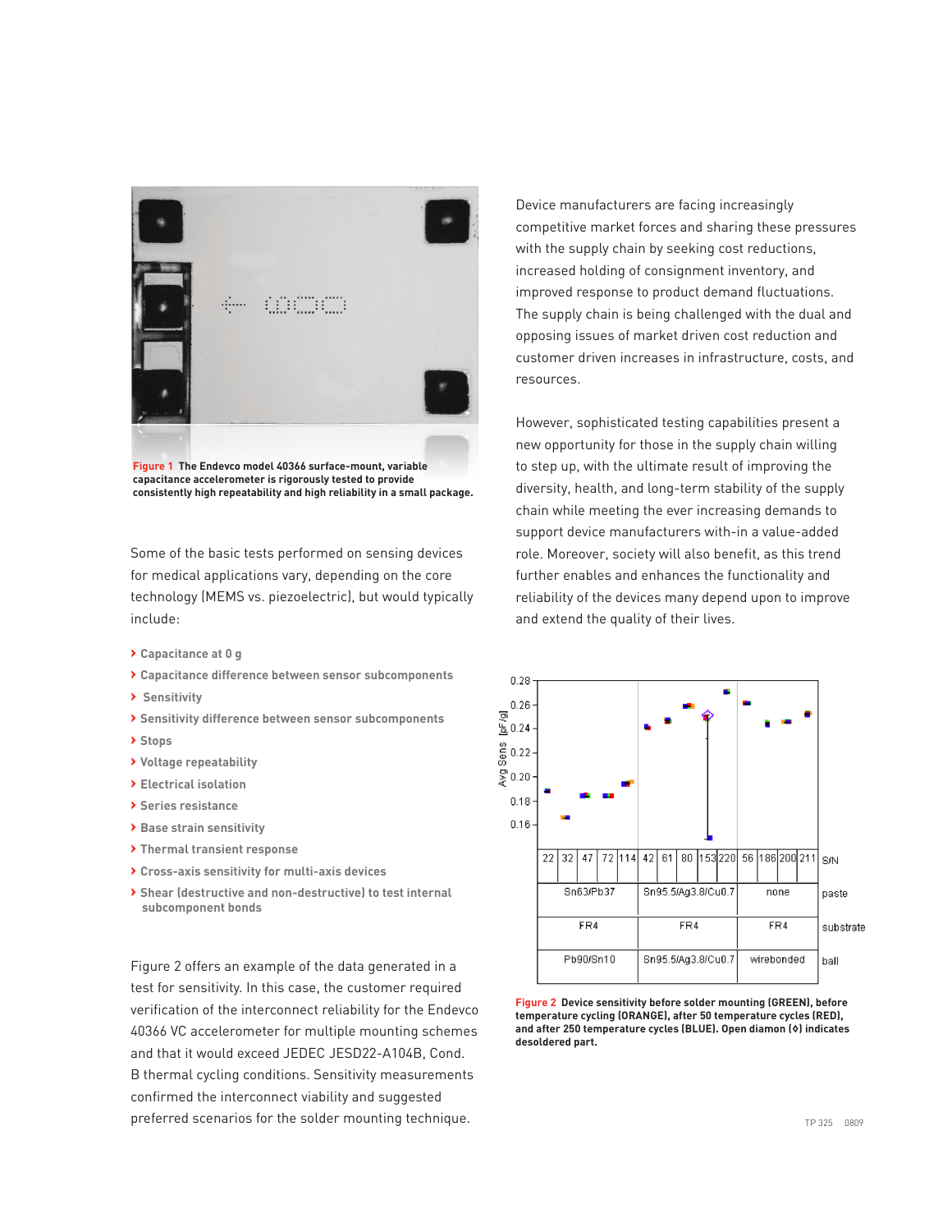**Figure 1** The Endevco model 40366 surface-mount, variable capacitance accelerometer is rigorously tested to provide consistently high repeatability and high reliability in a small package.

Some of the basic tests performed on sensing devices for medical applications vary, depending on the core technology (MEMS vs. piezoelectric), but would typically include:

- Capacitance at 0 g
- Capacitance difference between sensor subcomponents
- Sensitivity
- Sensitivity difference between sensor subcomponents
- Stops
- Voltage repeatability
- Electrical isolation
- Series resistance
- Base strain sensitivity
- Thermal transient response
- Cross-axis sensitivity for multi-axis devices
- Shear (destructive and non-destructive) to test internal subcomponent bonds

Figure 2 offers an example of the data generated in a test for sensitivity. In this case, the customer required verification of the interconnect reliability for the Endevco 40366 VC accelerometer for multiple mounting schemes and that it would exceed JEDEC JESD22-A104B, Cond. B thermal cycling conditions. Sensitivity measurements confirmed the interconnect viability and suggested preferred scenarios for the solder mounting technique.

Device manufacturers are facing increasingly competitive market forces and sharing these pressures with the supply chain by seeking cost reductions, increased holding of consignment inventory, and improved response to product demand fluctuations. The supply chain is being challenged with the dual and opposing issues of market driven cost reduction and customer driven increases in infrastructure, costs, and resources.

However, sophisticated testing capabilities present a new opportunity for those in the supply chain willing to step up, with the ultimate result of improving the diversity, health, and long-term stability of the supply chain while meeting the ever increasing demands to support device manufacturers with-in a value-added role. Moreover, society will also benefit, as this trend further enables and enhances the functionality and reliability of the devices many depend upon to improve and extend the quality of their lives.

| S/N | 22 | 32 | 47 | 72 | 114 | 42 | 61 | 80 | 153 | 220 | 56 | 186 | 200 | 211 |
|---|---|---|---|---|---|---|---|---|---|---|---|---|---|---|
| paste | Sn63/Pb37 | | | | | Sn95.5/Ag3.8/Cu0.7 | | | | | none | | | |
| substrate | FR4 | | | | | FR4 | | | | | FR4 | | | |
| ball | Pb90/Sn10 | | | | | Sn95.5/Ag3.8/Cu0.7 | | | | | wirebonded | | | |

**Figure 2** Device sensitivity before solder mounting (GREEN), before temperature cycling (ORANGE), after 50 temperature cycles (RED), and after 250 temperature cycles (BLUE). Open diamon (◊) indicates desoldered part.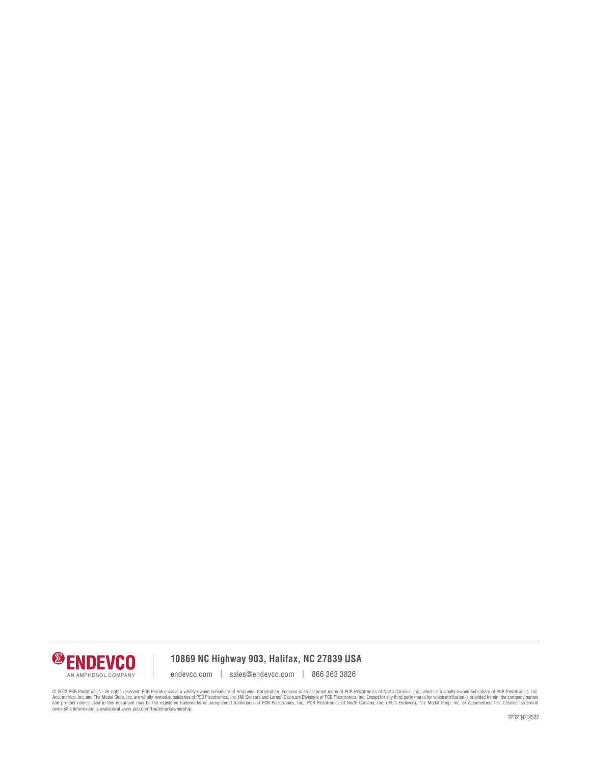ENDEVCO
AN AMPHENOL COMPANY

**10869 NC Highway 903, Halifax, NC 27839 USA**

endevco.com | sales@endevco.com | 866 363 3826

© 2022 PCB Piezotronics - all rights reserved. PCB Piezotronics is a wholly-owned subsidiary of Amphenol Corporation. Endevco is an assumed name of PCB Piezotronics of North Carolina, Inc., which is a wholly-owned subsidiary of PCB Piezotronics, Inc. Accumetrics, Inc. and The Modal Shop, Inc. are wholly-owned subsidiaries of PCB Piezotronics, Inc. IMI Sensors and Larson Davis are Divisions of PCB Piezotronics, Inc. Except for any third party marks for which attribution is provided herein, the company names and product names used in this document may be the registered trademarks or unregistered trademarks of PCB Piezotronics, Inc., PCB Piezotronics of North Carolina, Inc. (d/b/a Endevco), The Modal Shop, Inc. or Accumetrics, Inc. Detailed trademark ownership information is available at www.pcb.com/trademarkownership.

TP32 -012522